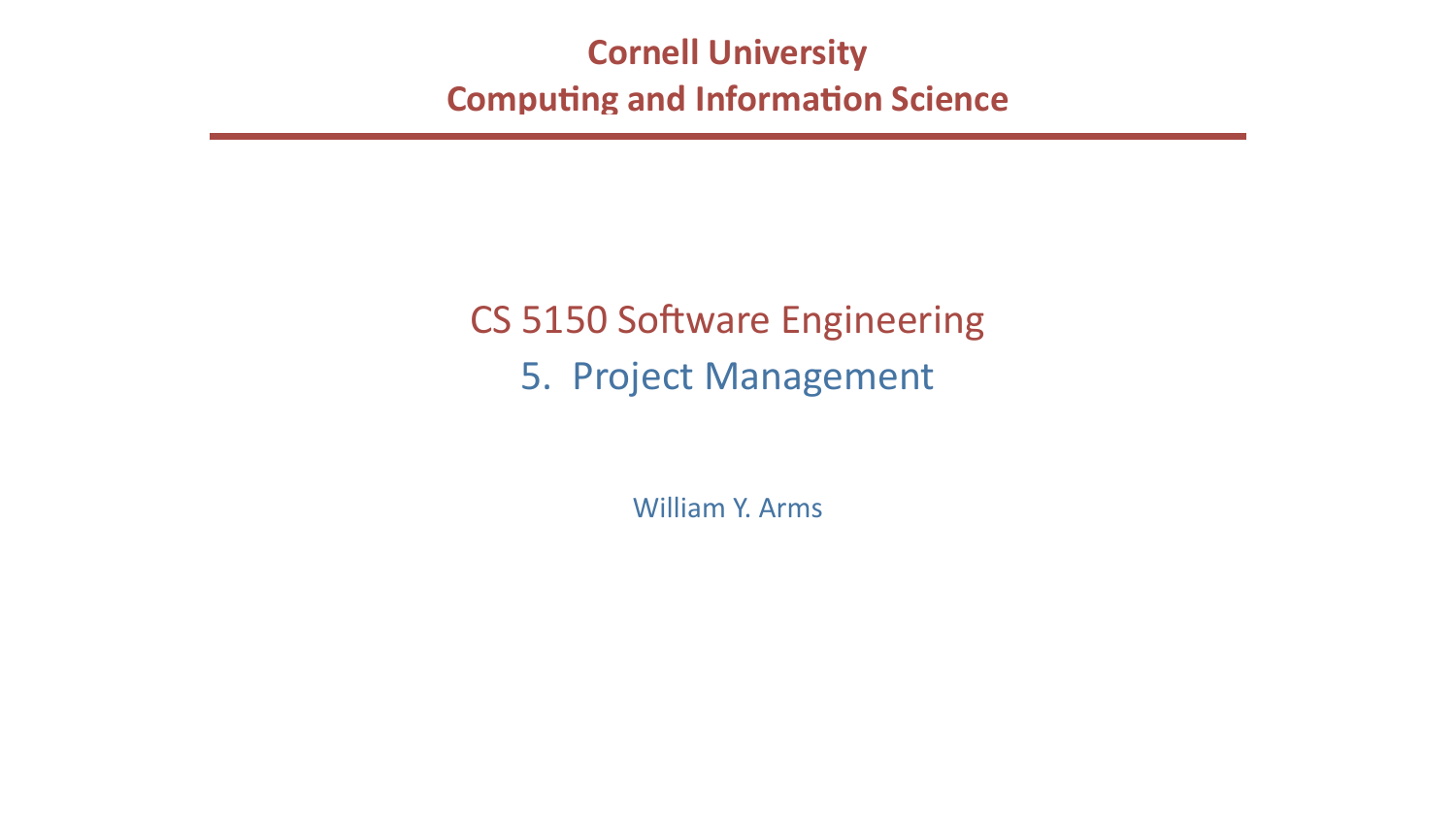**Cornell University**

**Computing and Information Science**

# CS 5150 Software Engineering

## 5. Project Management

William Y. Arms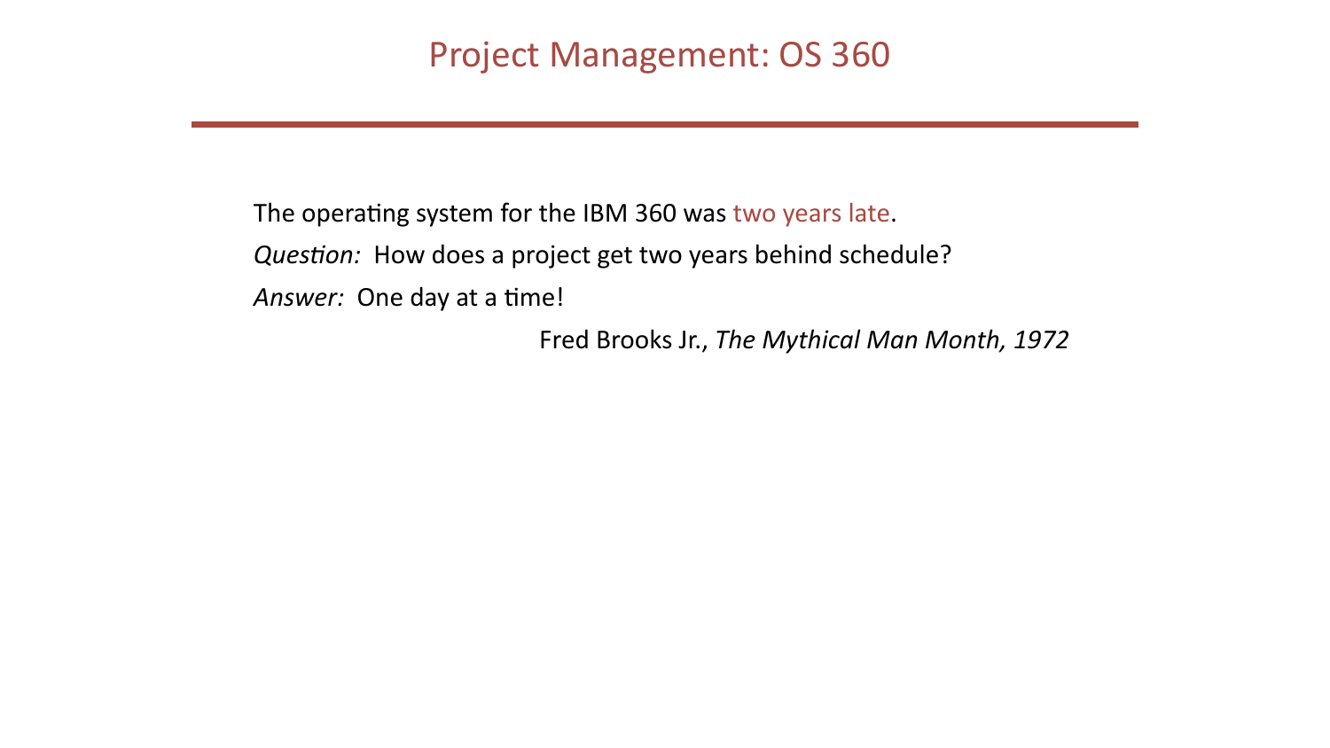# Project Management: OS 360

The operating system for the IBM 360 was two years late.

*Question:* How does a project get two years behind schedule?

*Answer:* One day at a time!

Fred Brooks Jr., *The Mythical Man Month, 1972*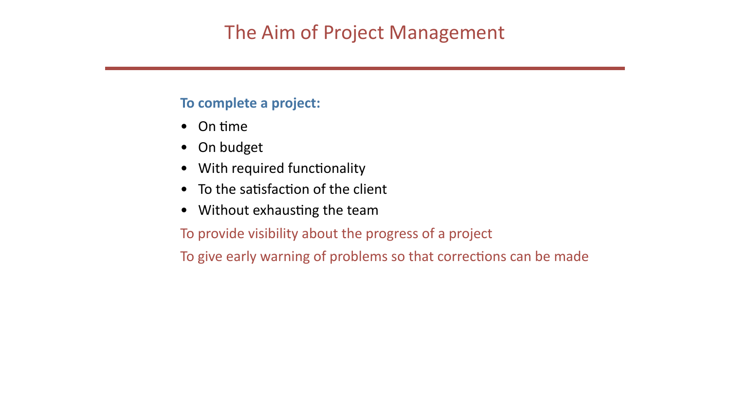# The Aim of Project Management

**To complete a project:**

- On time
- On budget
- With required functionality
- To the satisfaction of the client
- Without exhausting the team

To provide visibility about the progress of a project

To give early warning of problems so that corrections can be made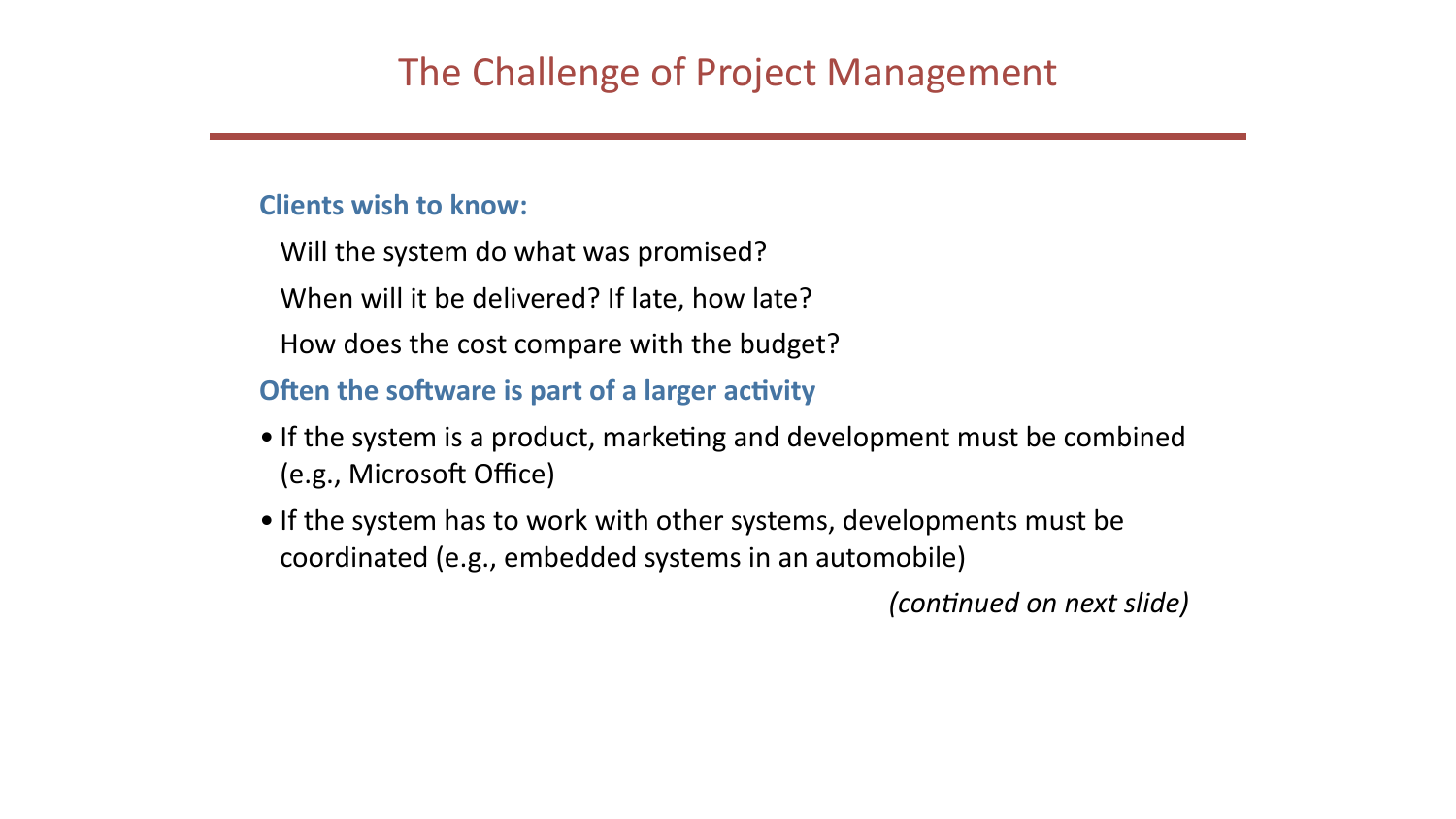# The Challenge of Project Management

**Clients wish to know:**

Will the system do what was promised?

When will it be delivered? If late, how late?

How does the cost compare with the budget?

**Often the software is part of a larger activity**

- If the system is a product, marketing and development must be combined (e.g., Microsoft Office)
- If the system has to work with other systems, developments must be coordinated (e.g., embedded systems in an automobile)

*(continued on next slide)*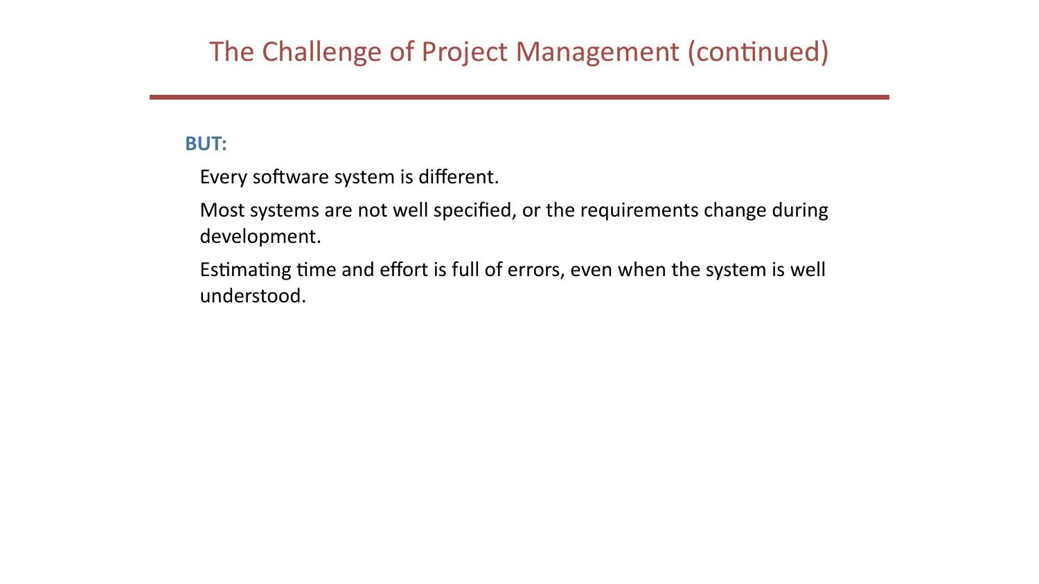# The Challenge of Project Management (continued)

**BUT:**

Every software system is different.

Most systems are not well specified, or the requirements change during development.

Estimating time and effort is full of errors, even when the system is well understood.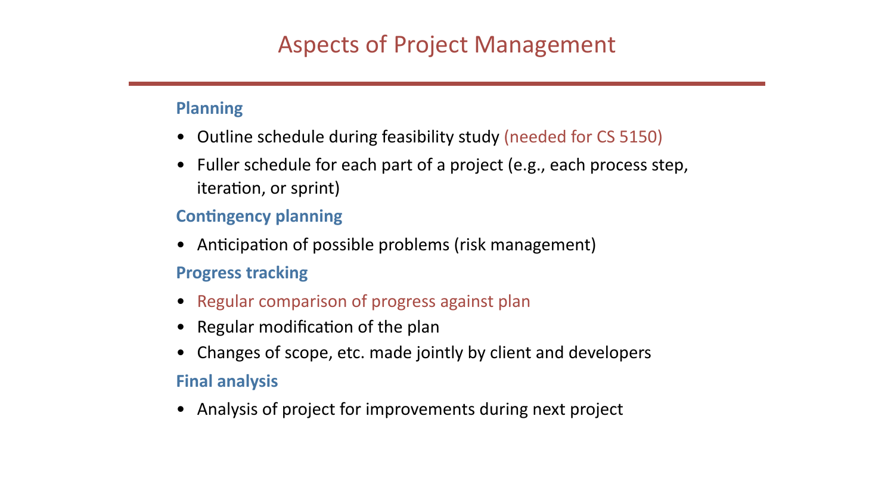# Aspects of Project Management

### Planning

- Outline schedule during feasibility study (needed for CS 5150)
- Fuller schedule for each part of a project (e.g., each process step, iteration, or sprint)

### Contingency planning

- Anticipation of possible problems (risk management)

### Progress tracking

- Regular comparison of progress against plan
- Regular modification of the plan
- Changes of scope, etc. made jointly by client and developers

### Final analysis

- Analysis of project for improvements during next project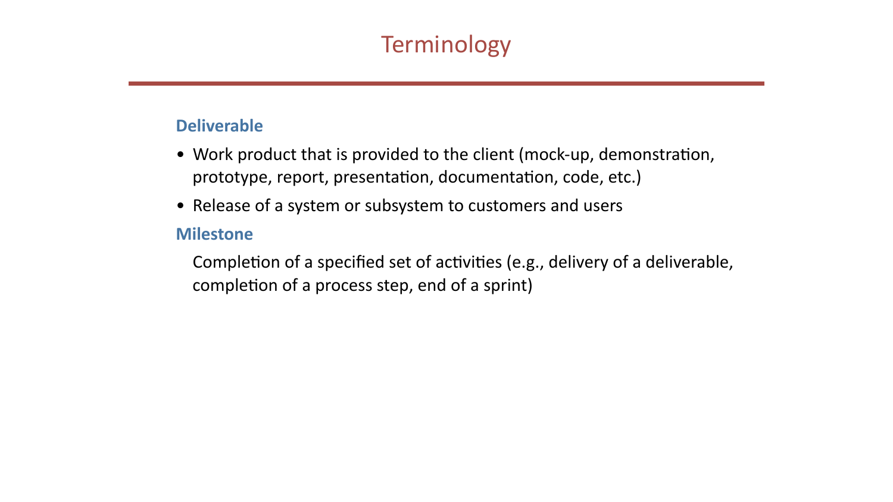# Terminology

### Deliverable

- Work product that is provided to the client (mock-up, demonstration, prototype, report, presentation, documentation, code, etc.)
- Release of a system or subsystem to customers and users

### Milestone

Completion of a specified set of activities (e.g., delivery of a deliverable, completion of a process step, end of a sprint)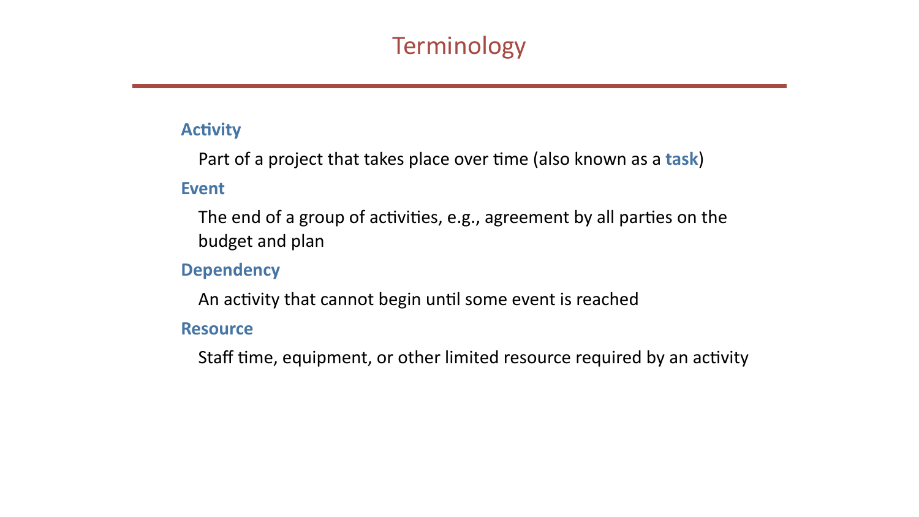# Terminology

**Activity**

Part of a project that takes place over time (also known as a **task**)

**Event**

The end of a group of activities, e.g., agreement by all parties on the budget and plan

**Dependency**

An activity that cannot begin until some event is reached

**Resource**

Staff time, equipment, or other limited resource required by an activity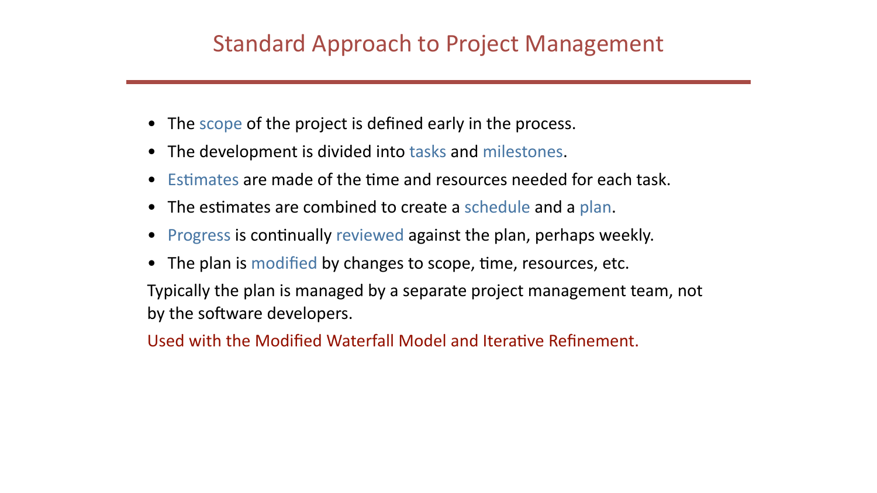# Standard Approach to Project Management

- The scope of the project is defined early in the process.
- The development is divided into tasks and milestones.
- Estimates are made of the time and resources needed for each task.
- The estimates are combined to create a schedule and a plan.
- Progress is continually reviewed against the plan, perhaps weekly.
- The plan is modified by changes to scope, time, resources, etc.

Typically the plan is managed by a separate project management team, not by the software developers.

Used with the Modified Waterfall Model and Iterative Refinement.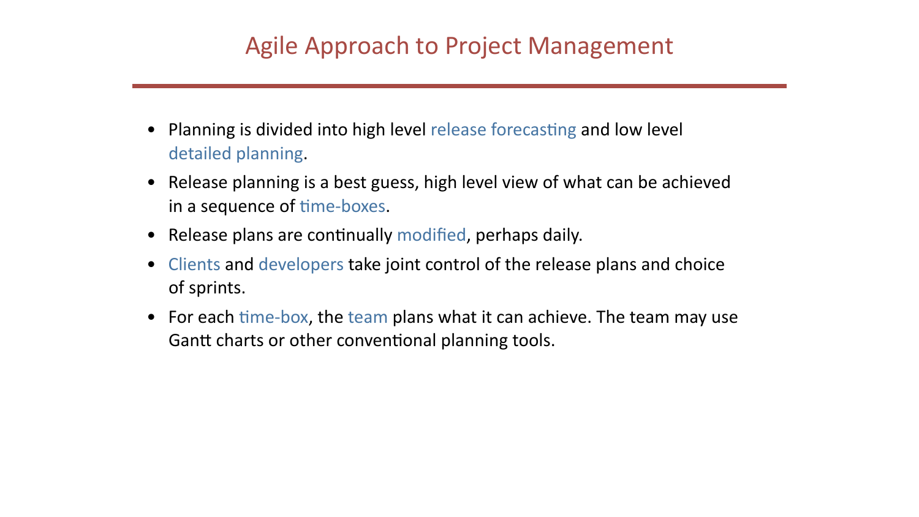# Agile Approach to Project Management

- Planning is divided into high level release forecasting and low level detailed planning.
- Release planning is a best guess, high level view of what can be achieved in a sequence of time-boxes.
- Release plans are continually modified, perhaps daily.
- Clients and developers take joint control of the release plans and choice of sprints.
- For each time-box, the team plans what it can achieve. The team may use Gantt charts or other conventional planning tools.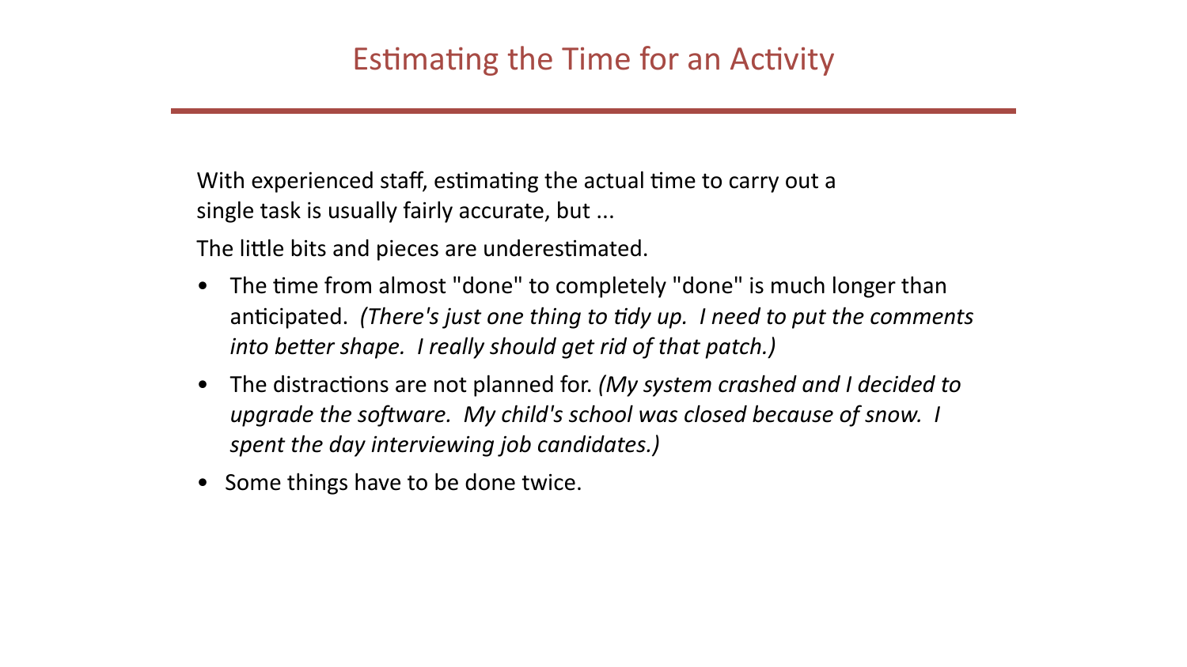# Estimating the Time for an Activity

With experienced staff, estimating the actual time to carry out a single task is usually fairly accurate, but ...

The little bits and pieces are underestimated.

- The time from almost "done" to completely "done" is much longer than anticipated. *(There's just one thing to tidy up. I need to put the comments into better shape. I really should get rid of that patch.)*
- The distractions are not planned for. *(My system crashed and I decided to upgrade the software. My child's school was closed because of snow. I spent the day interviewing job candidates.)*
- Some things have to be done twice.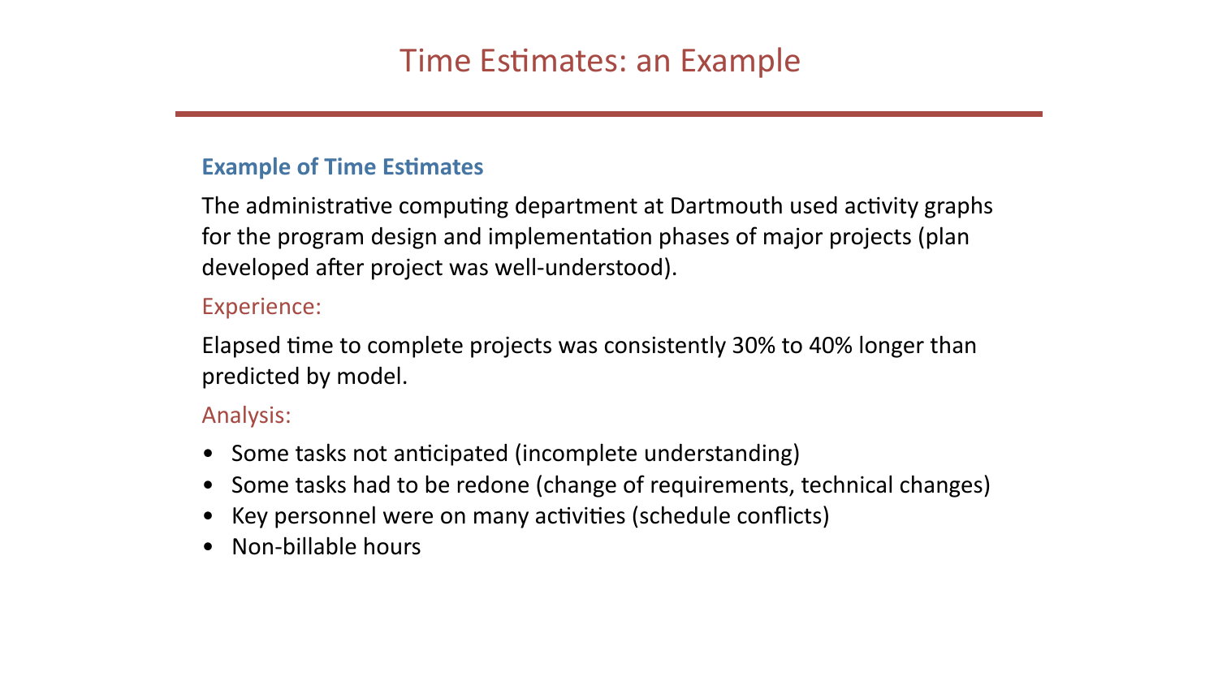# Time Estimates: an Example

### Example of Time Estimates

The administrative computing department at Dartmouth used activity graphs for the program design and implementation phases of major projects (plan developed after project was well-understood).

Experience:

Elapsed time to complete projects was consistently 30% to 40% longer than predicted by model.

Analysis:

- Some tasks not anticipated (incomplete understanding)
- Some tasks had to be redone (change of requirements, technical changes)
- Key personnel were on many activities (schedule conflicts)
- Non-billable hours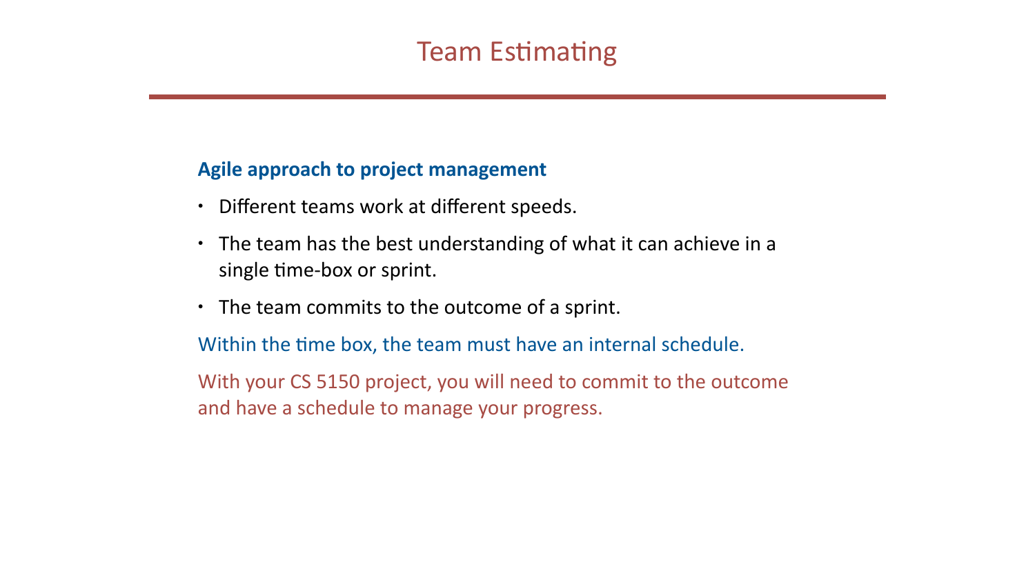# Team Estimating

**Agile approach to project management**

- Different teams work at different speeds.
- The team has the best understanding of what it can achieve in a single time-box or sprint.
- The team commits to the outcome of a sprint.

Within the time box, the team must have an internal schedule.

With your CS 5150 project, you will need to commit to the outcome and have a schedule to manage your progress.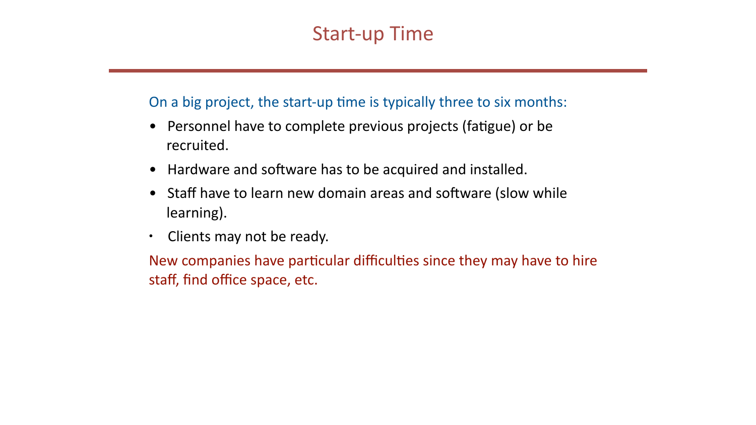# Start-up Time

On a big project, the start-up time is typically three to six months:

- Personnel have to complete previous projects (fatigue) or be recruited.
- Hardware and software has to be acquired and installed.
- Staff have to learn new domain areas and software (slow while learning).
- Clients may not be ready.

New companies have particular difficulties since they may have to hire staff, find office space, etc.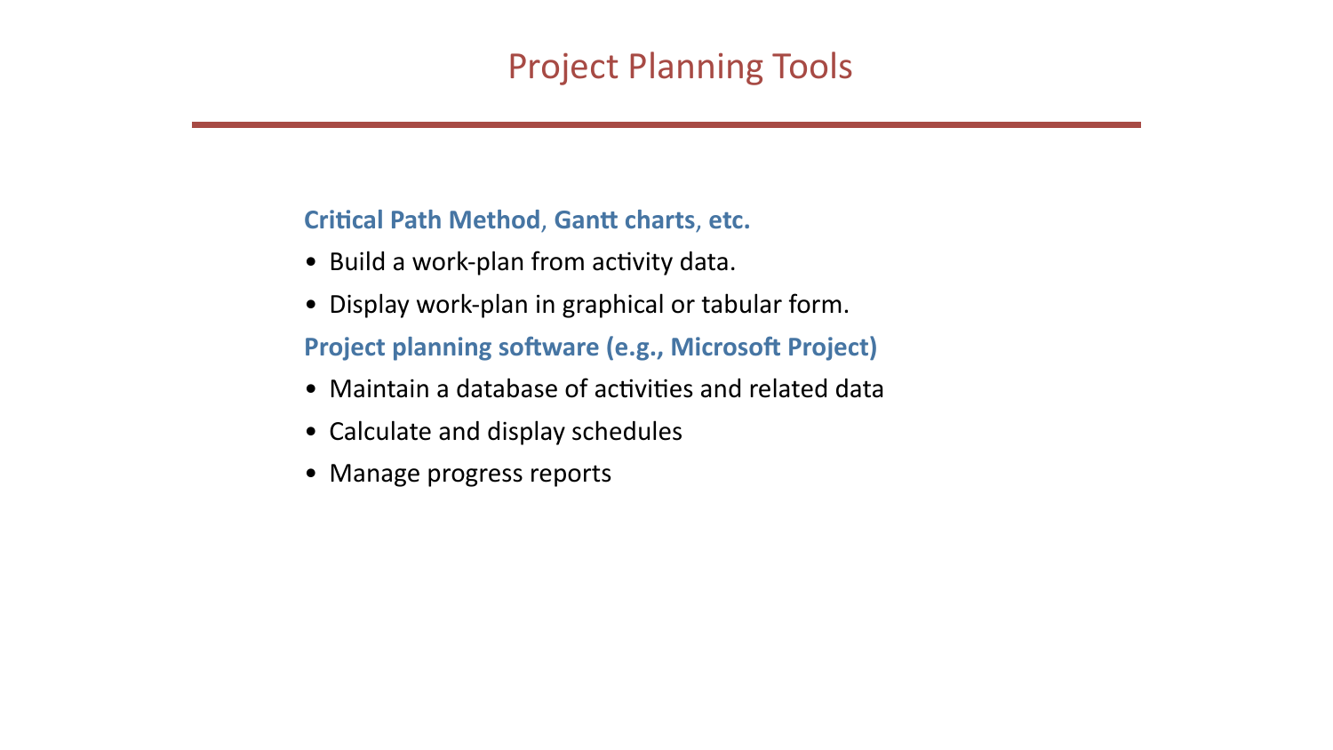# Project Planning Tools

**Critical Path Method**, **Gantt charts**, **etc.**

- Build a work-plan from activity data.
- Display work-plan in graphical or tabular form.

**Project planning software (e.g., Microsoft Project)**

- Maintain a database of activities and related data
- Calculate and display schedules
- Manage progress reports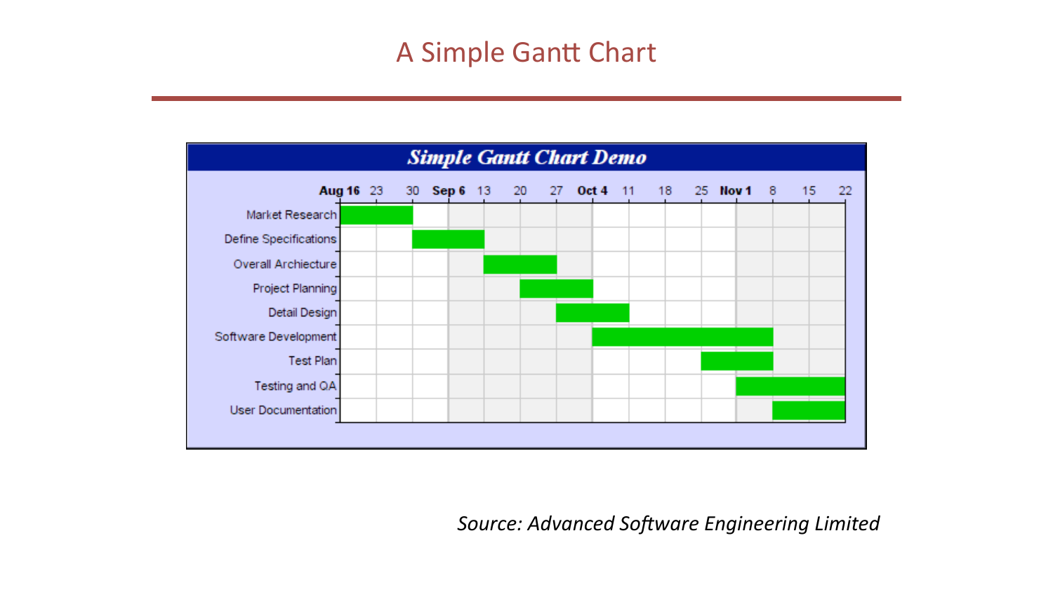# A Simple Gantt Chart

**Simple Gantt Chart Demo**

| Task | Aug 16 | 23 | 30 | Sep 6 | 13 | 20 | 27 | Oct 4 | 11 | 18 | 25 | Nov 1 | 8 | 15 | 22 |
|---|---|---|---|---|---|---|---|---|---|---|---|---|---|---|---|
| Market Research | ■ | ■ | | | | | | | | | | | | | |
| Define Specifications | | | ■ | ■ | | | | | | | | | | | |
| Overall Archiecture | | | | | ■ | ■ | | | | | | | | | |
| Project Planning | | | | | | ■ | ■ | | | | | | | | |
| Detail Design | | | | | | | ■ | ■ | | | | | | | |
| Software Development | | | | | | | | ■ | ■ | ■ | ■ | ■ | | | |
| Test Plan | | | | | | | | | | | ■ | ■ | | | |
| Testing and QA | | | | | | | | | | | | ■ | ■ | ■ | |
| User Documentation | | | | | | | | | | | | | ■ | ■ | |

*Source: Advanced Software Engineering Limited*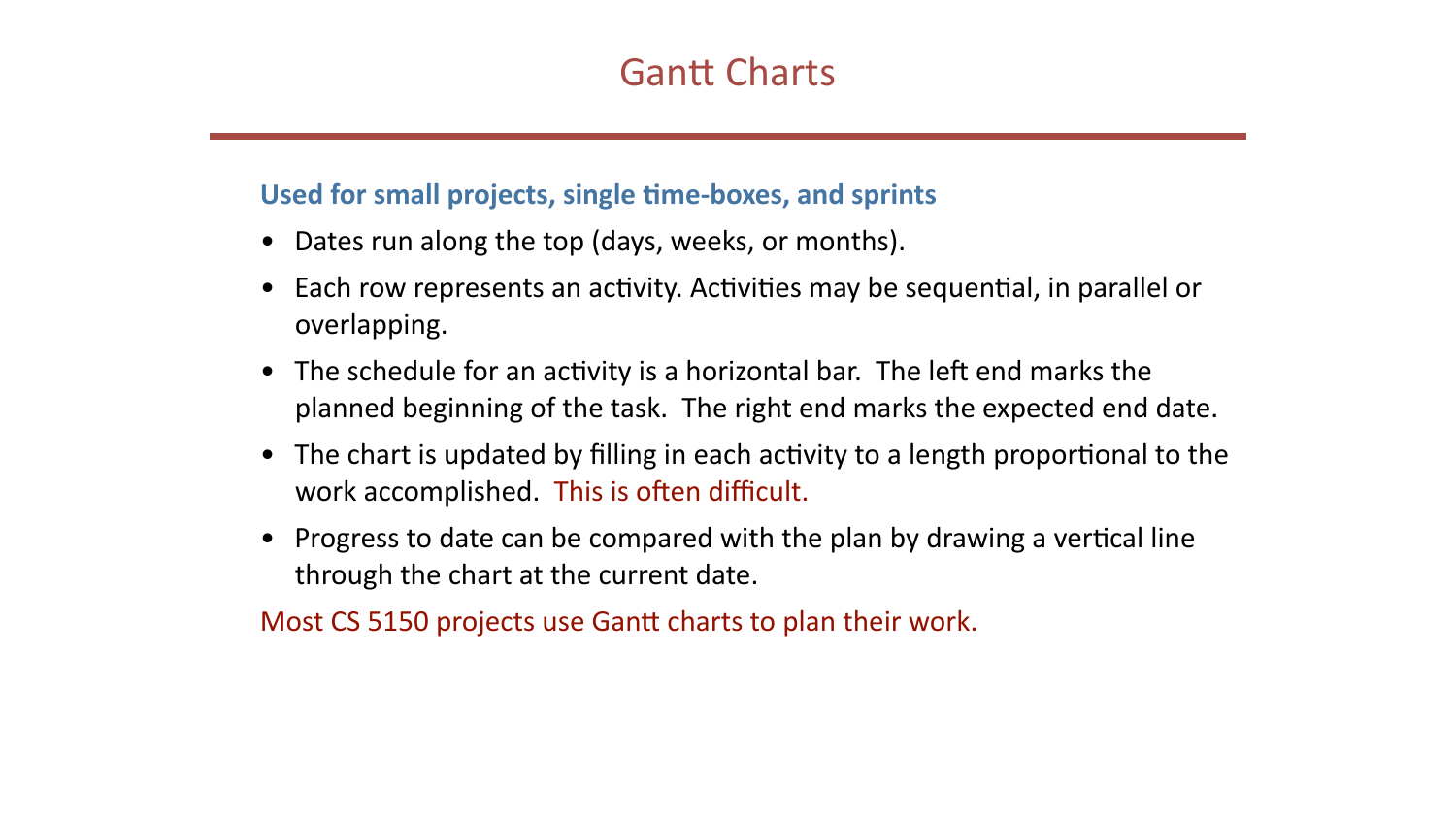# Gantt Charts

**Used for small projects, single time-boxes, and sprints**

- Dates run along the top (days, weeks, or months).
- Each row represents an activity. Activities may be sequential, in parallel or overlapping.
- The schedule for an activity is a horizontal bar. The left end marks the planned beginning of the task. The right end marks the expected end date.
- The chart is updated by filling in each activity to a length proportional to the work accomplished. This is often difficult.
- Progress to date can be compared with the plan by drawing a vertical line through the chart at the current date.

Most CS 5150 projects use Gantt charts to plan their work.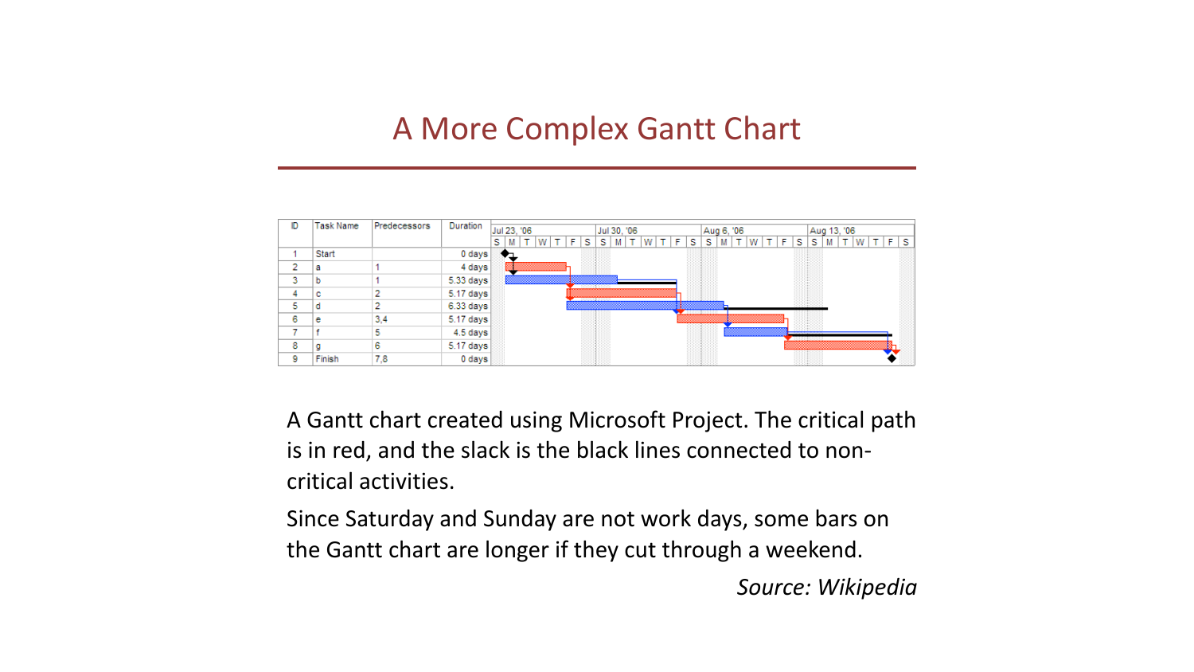# A More Complex Gantt Chart

| ID | Task Name | Predecessors | Duration |
|---|---|---|---|
| 1 | Start | | 0 days |
| 2 | a | 1 | 4 days |
| 3 | b | 1 | 5.33 days |
| 4 | c | 2 | 5.17 days |
| 5 | d | 2 | 6.33 days |
| 6 | e | 3,4 | 5.17 days |
| 7 | f | 5 | 4.5 days |
| 8 | g | 6 | 5.17 days |
| 9 | Finish | 7,8 | 0 days |

A Gantt chart created using Microsoft Project. The critical path is in red, and the slack is the black lines connected to non-critical activities.

Since Saturday and Sunday are not work days, some bars on the Gantt chart are longer if they cut through a weekend.

*Source: Wikipedia*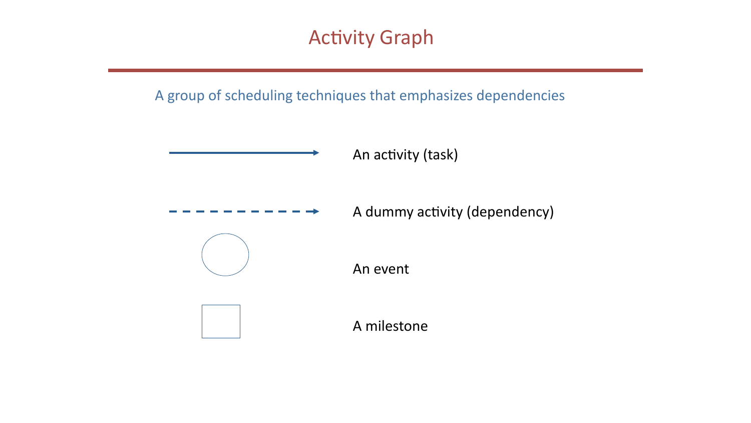# Activity Graph

A group of scheduling techniques that emphasizes dependencies

- An activity (task)
- A dummy activity (dependency)
- An event
- A milestone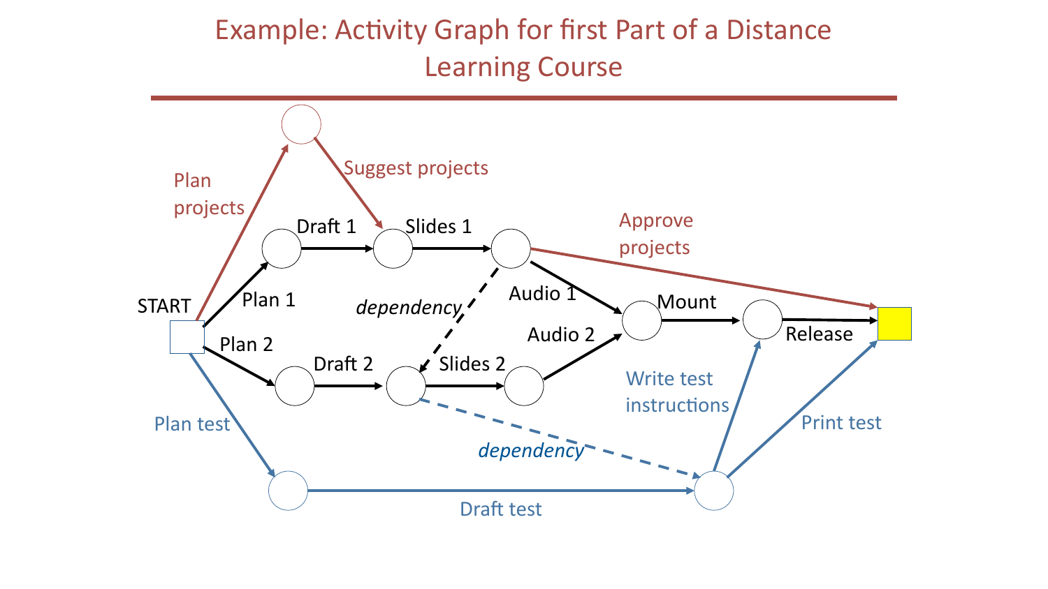# Example: Activity Graph for first Part of a Distance Learning Course

START

Plan projects

Suggest projects

Plan 1

Draft 1

Slides 1

Approve projects

*dependency*

Audio 1

Plan 2

Draft 2

Slides 2

Audio 2

Mount

Release

Write test instructions

*dependency*

Print test

Plan test

Draft test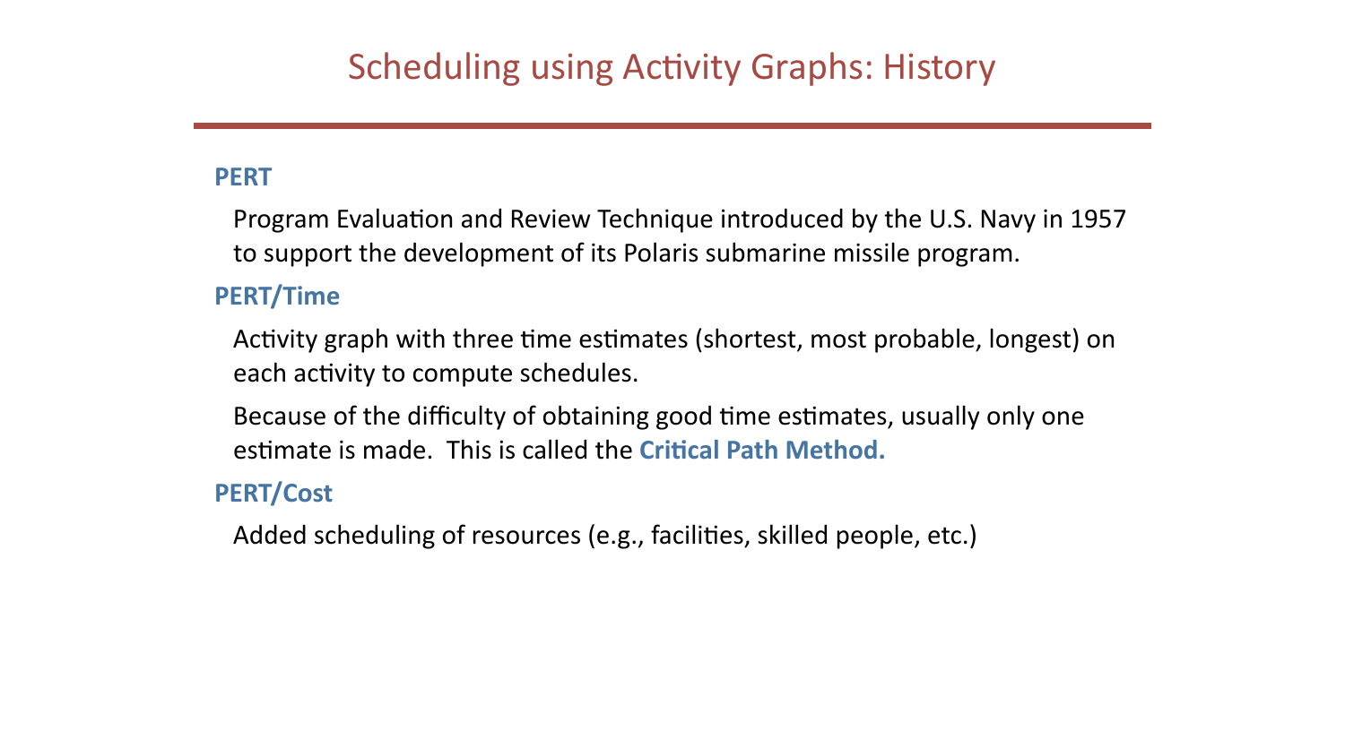# Scheduling using Activity Graphs: History

**PERT**

Program Evaluation and Review Technique introduced by the U.S. Navy in 1957 to support the development of its Polaris submarine missile program.

**PERT/Time**

Activity graph with three time estimates (shortest, most probable, longest) on each activity to compute schedules.

Because of the difficulty of obtaining good time estimates, usually only one estimate is made. This is called the **Critical Path Method.**

**PERT/Cost**

Added scheduling of resources (e.g., facilities, skilled people, etc.)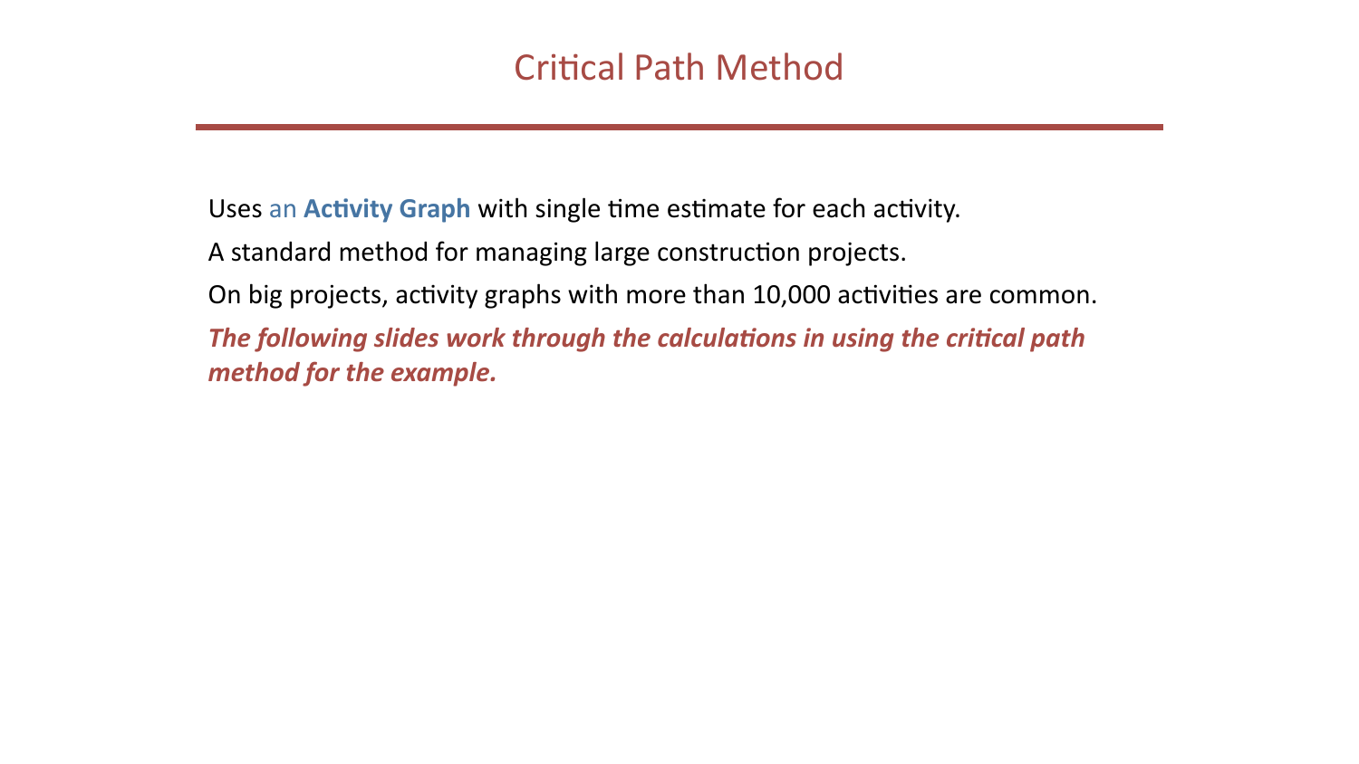# Critical Path Method

Uses an **Activity Graph** with single time estimate for each activity.

A standard method for managing large construction projects.

On big projects, activity graphs with more than 10,000 activities are common.

***The following slides work through the calculations in using the critical path method for the example.***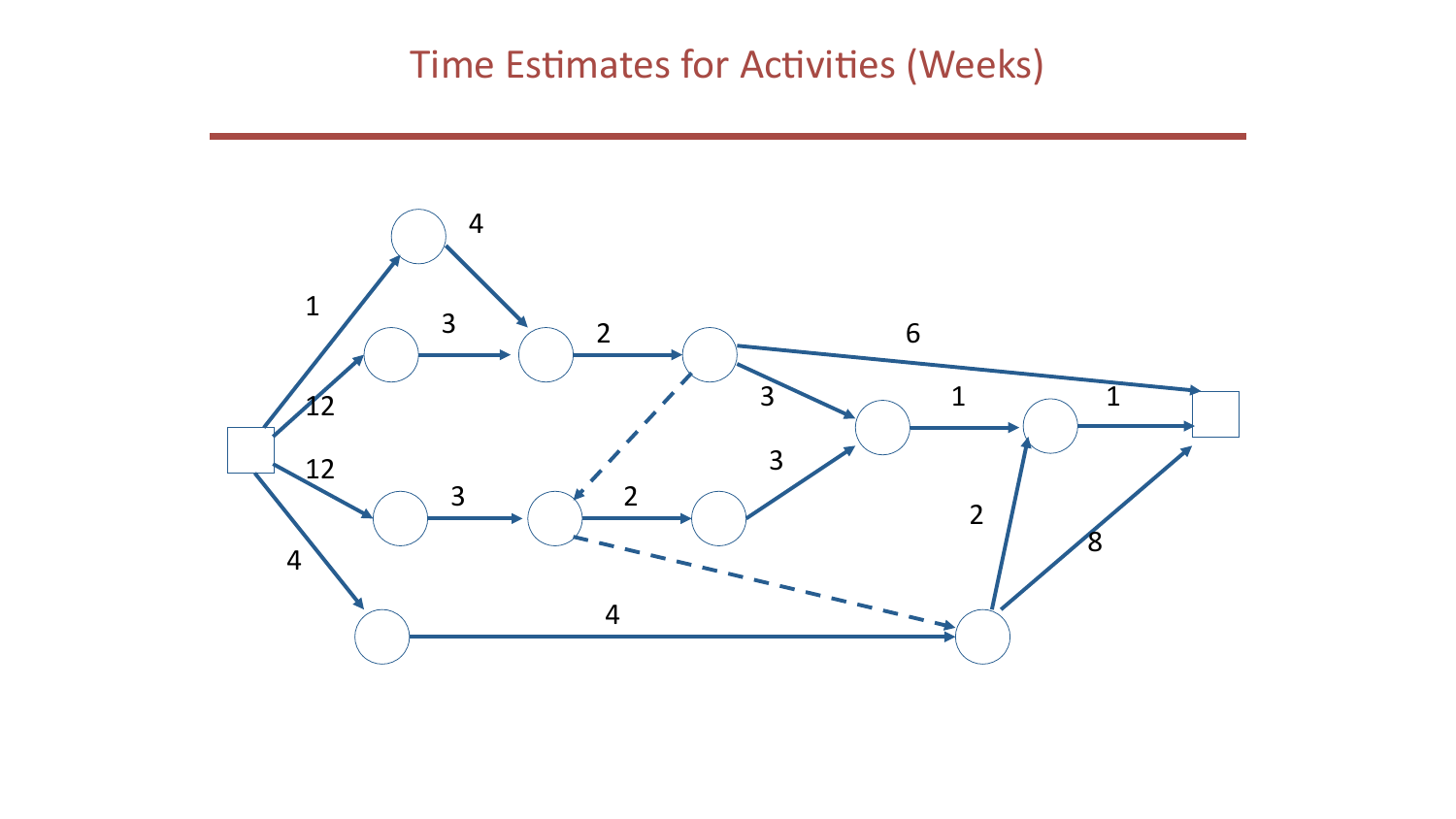# Time Estimates for Activities (Weeks)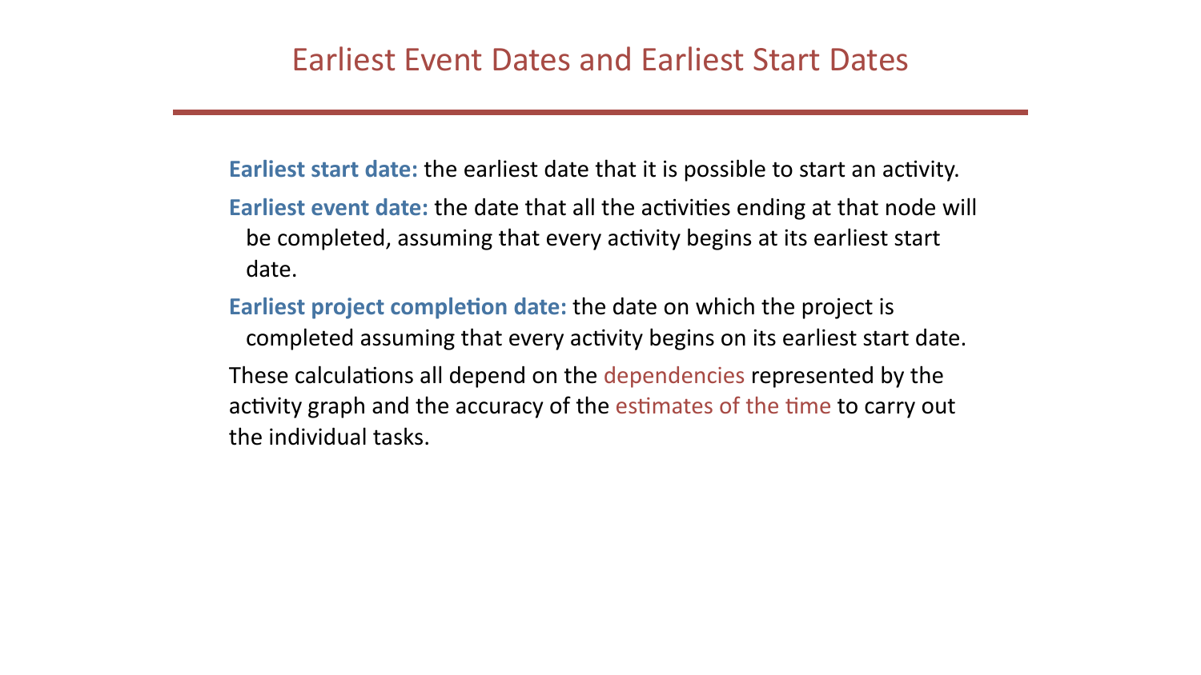# Earliest Event Dates and Earliest Start Dates

**Earliest start date:** the earliest date that it is possible to start an activity.

**Earliest event date:** the date that all the activities ending at that node will be completed, assuming that every activity begins at its earliest start date.

**Earliest project completion date:** the date on which the project is completed assuming that every activity begins on its earliest start date.

These calculations all depend on the dependencies represented by the activity graph and the accuracy of the estimates of the time to carry out the individual tasks.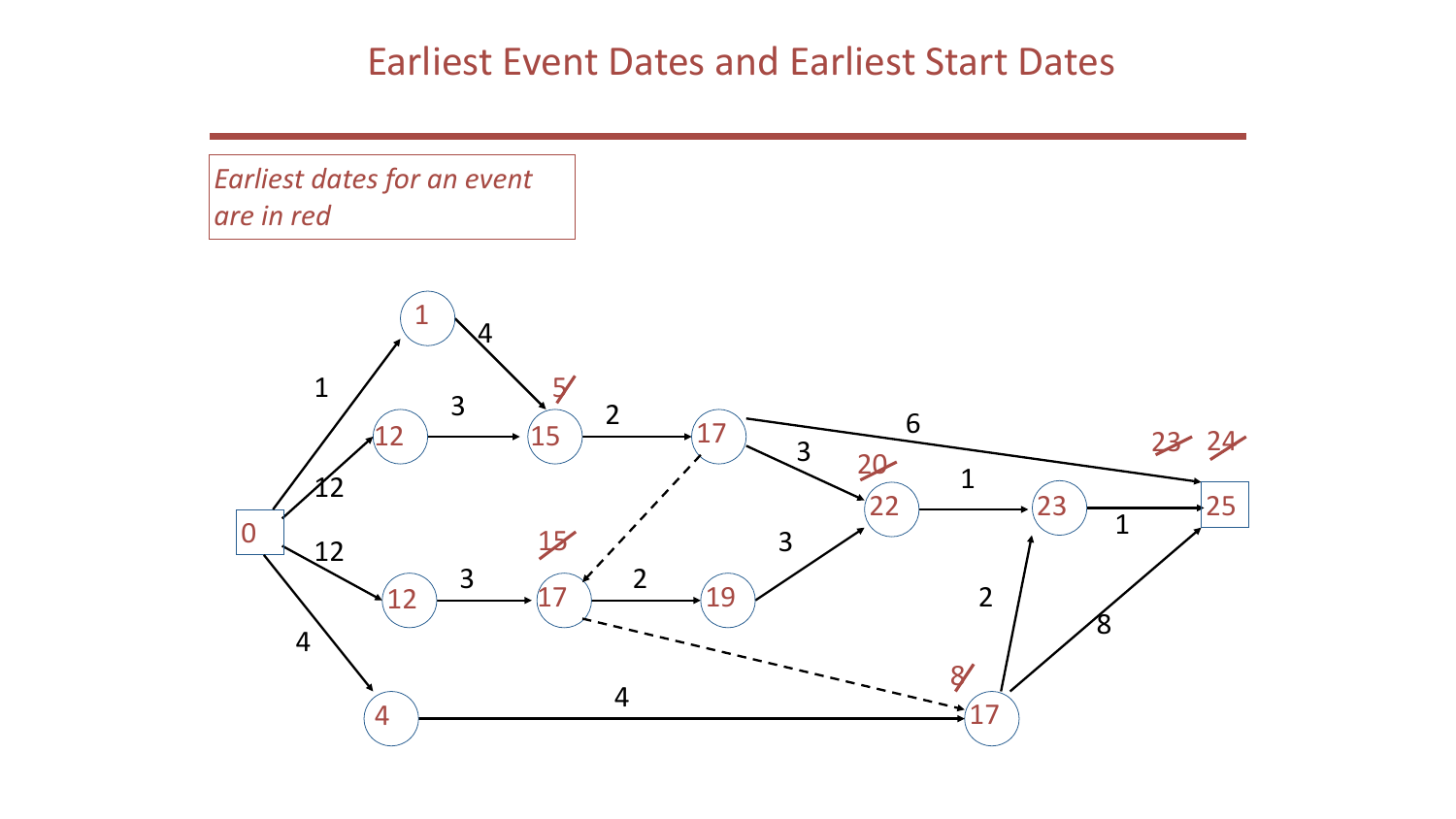# Earliest Event Dates and Earliest Start Dates

*Earliest dates for an event are in red*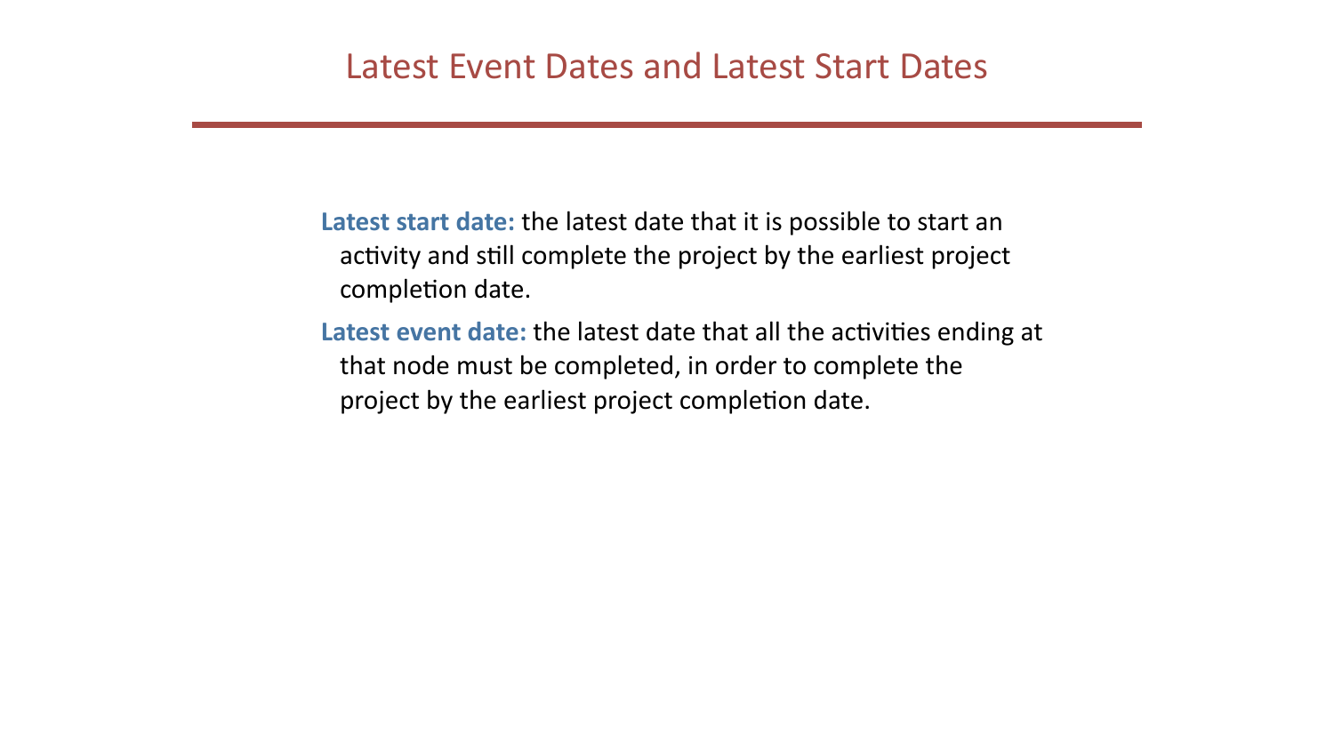# Latest Event Dates and Latest Start Dates

**Latest start date:** the latest date that it is possible to start an activity and still complete the project by the earliest project completion date.

**Latest event date:** the latest date that all the activities ending at that node must be completed, in order to complete the project by the earliest project completion date.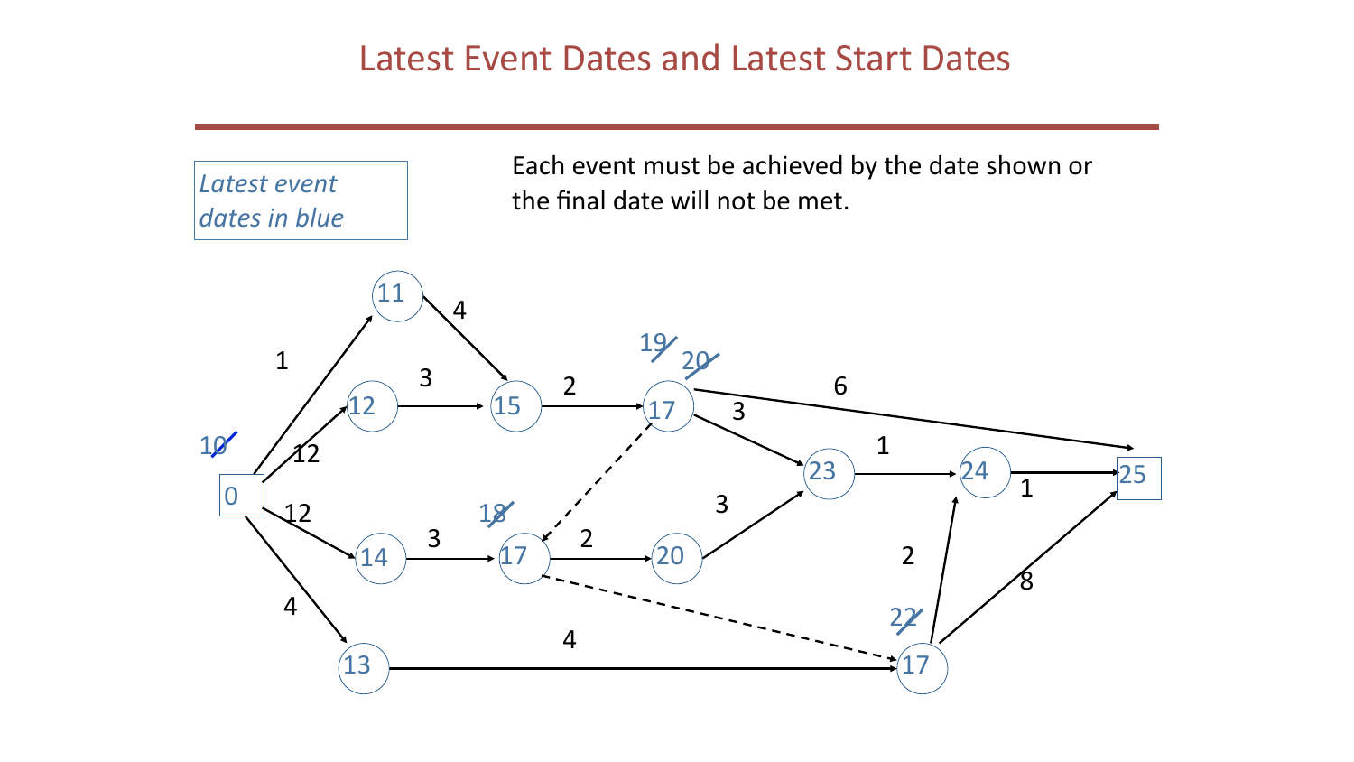# Latest Event Dates and Latest Start Dates

*Latest event dates in blue*

Each event must be achieved by the date shown or the final date will not be met.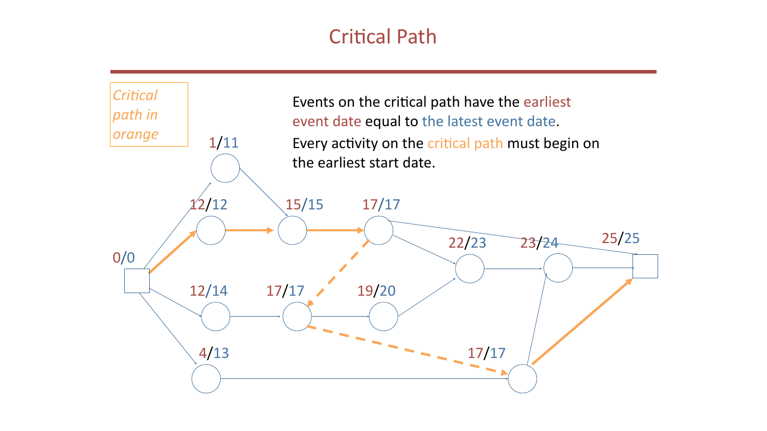# Critical Path

*Critical path in orange*

Events on the critical path have the earliest event date equal to the latest event date.

Every activity on the critical path must begin on the earliest start date.

0/0

1/11

12/12

15/15

17/17

22/23

23/24

25/25

12/14

17/17

19/20

4/13

17/17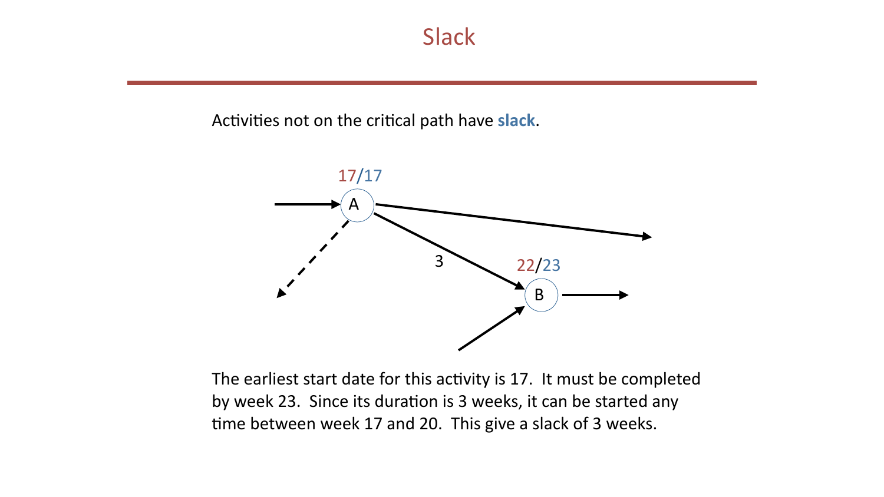# Slack

Activities not on the critical path have **slack**.

The earliest start date for this activity is 17. It must be completed by week 23. Since its duration is 3 weeks, it can be started any time between week 17 and 20. This give a slack of 3 weeks.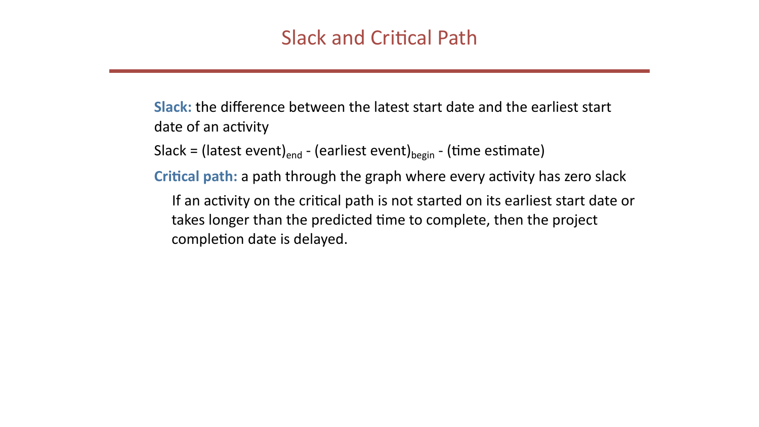# Slack and Critical Path

**Slack:** the difference between the latest start date and the earliest start date of an activity

Slack = (latest event)$_{end}$ - (earliest event)$_{begin}$ - (time estimate)

**Critical path:** a path through the graph where every activity has zero slack

If an activity on the critical path is not started on its earliest start date or takes longer than the predicted time to complete, then the project completion date is delayed.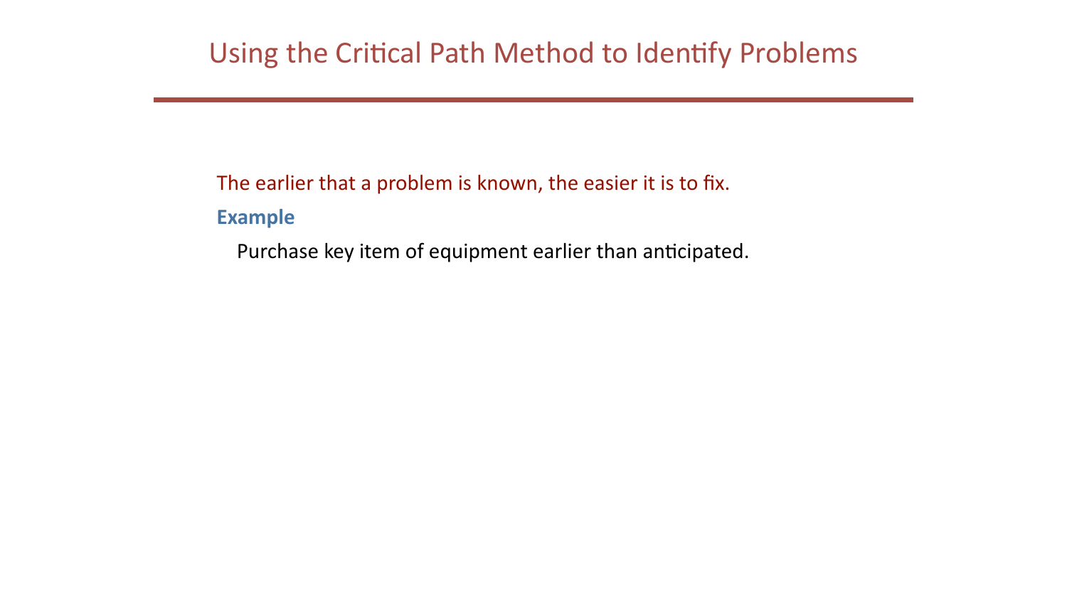# Using the Critical Path Method to Identify Problems

The earlier that a problem is known, the easier it is to fix.

**Example**

Purchase key item of equipment earlier than anticipated.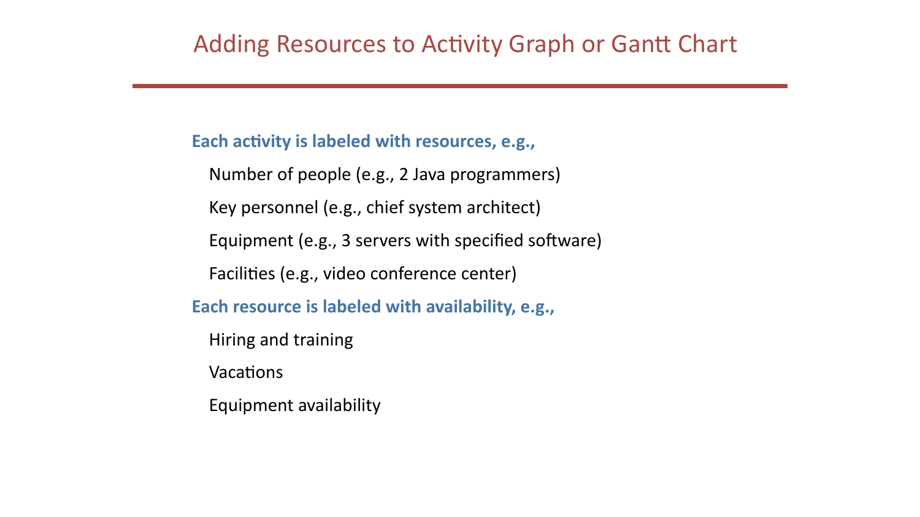# Adding Resources to Activity Graph or Gantt Chart

**Each activity is labeled with resources, e.g.,**

- Number of people (e.g., 2 Java programmers)
- Key personnel (e.g., chief system architect)
- Equipment (e.g., 3 servers with specified software)
- Facilities (e.g., video conference center)

**Each resource is labeled with availability, e.g.,**

- Hiring and training
- Vacations
- Equipment availability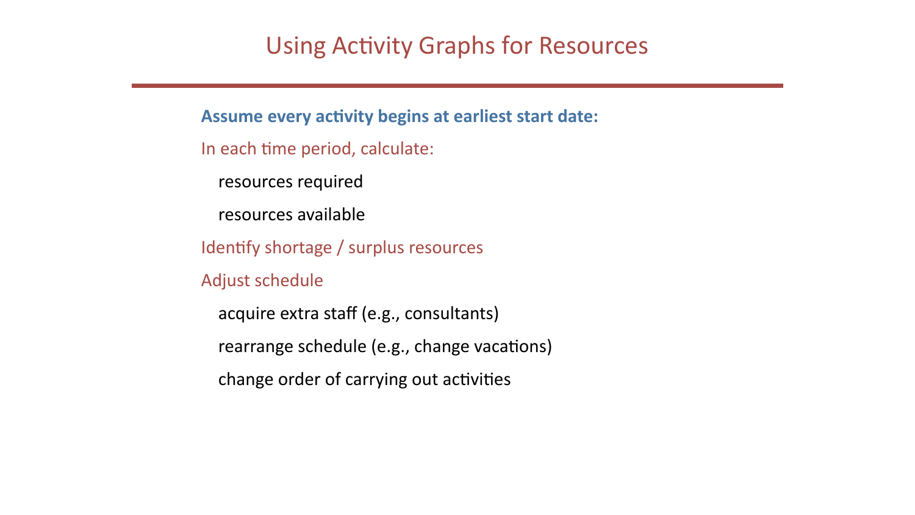# Using Activity Graphs for Resources

**Assume every activity begins at earliest start date:**

In each time period, calculate:

- resources required
- resources available

Identify shortage / surplus resources

Adjust schedule

- acquire extra staff (e.g., consultants)
- rearrange schedule (e.g., change vacations)
- change order of carrying out activities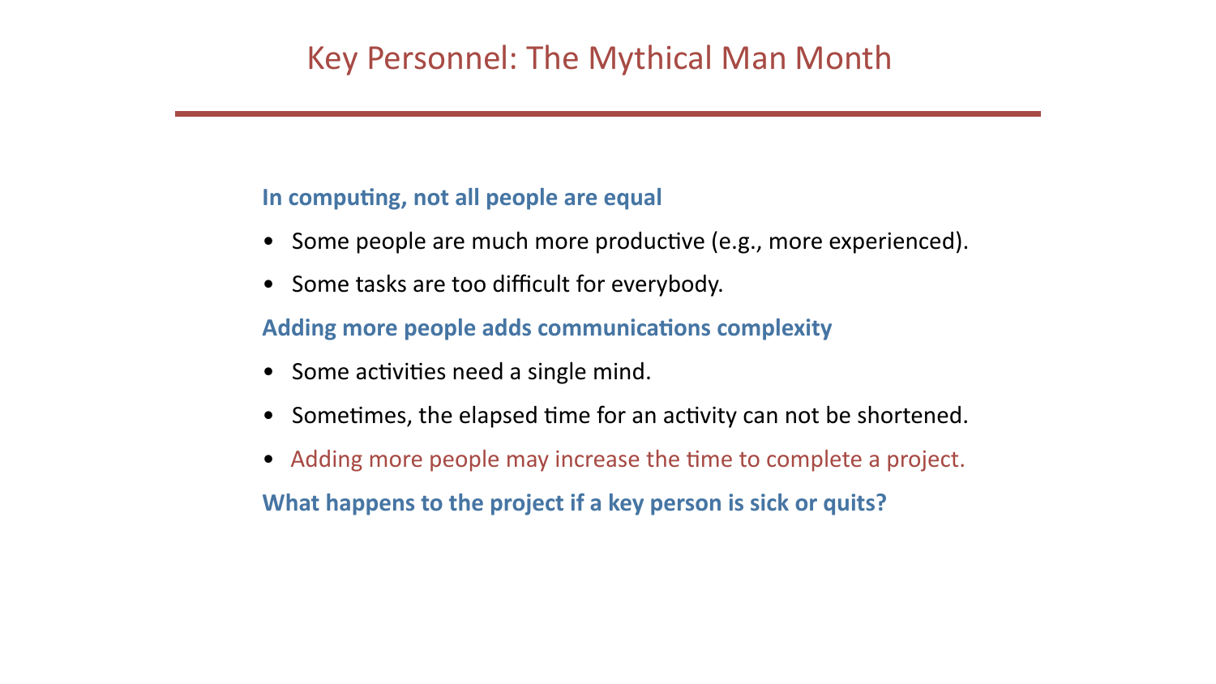# Key Personnel: The Mythical Man Month

**In computing, not all people are equal**

- Some people are much more productive (e.g., more experienced).
- Some tasks are too difficult for everybody.

**Adding more people adds communications complexity**

- Some activities need a single mind.
- Sometimes, the elapsed time for an activity can not be shortened.
- Adding more people may increase the time to complete a project.

**What happens to the project if a key person is sick or quits?**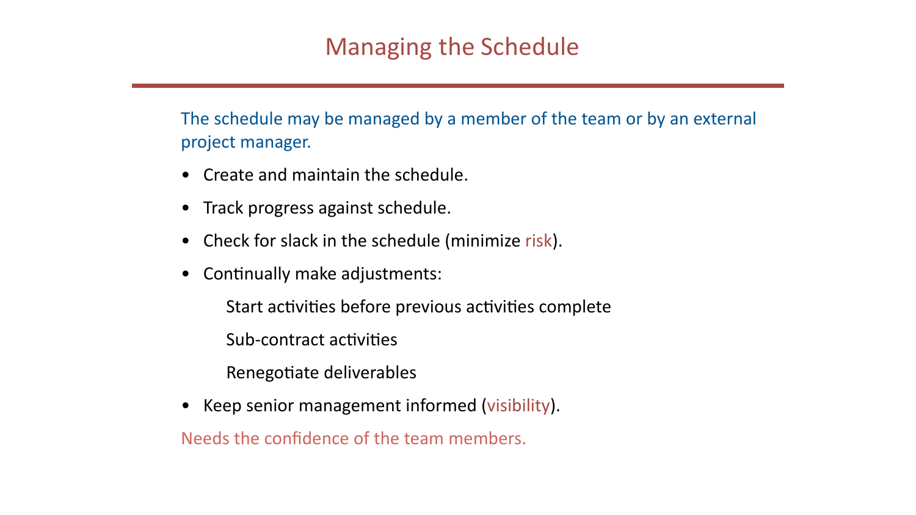# Managing the Schedule

The schedule may be managed by a member of the team or by an external project manager.

- Create and maintain the schedule.
- Track progress against schedule.
- Check for slack in the schedule (minimize risk).
- Continually make adjustments:

  Start activities before previous activities complete

  Sub-contract activities

  Renegotiate deliverables
- Keep senior management informed (visibility).

Needs the confidence of the team members.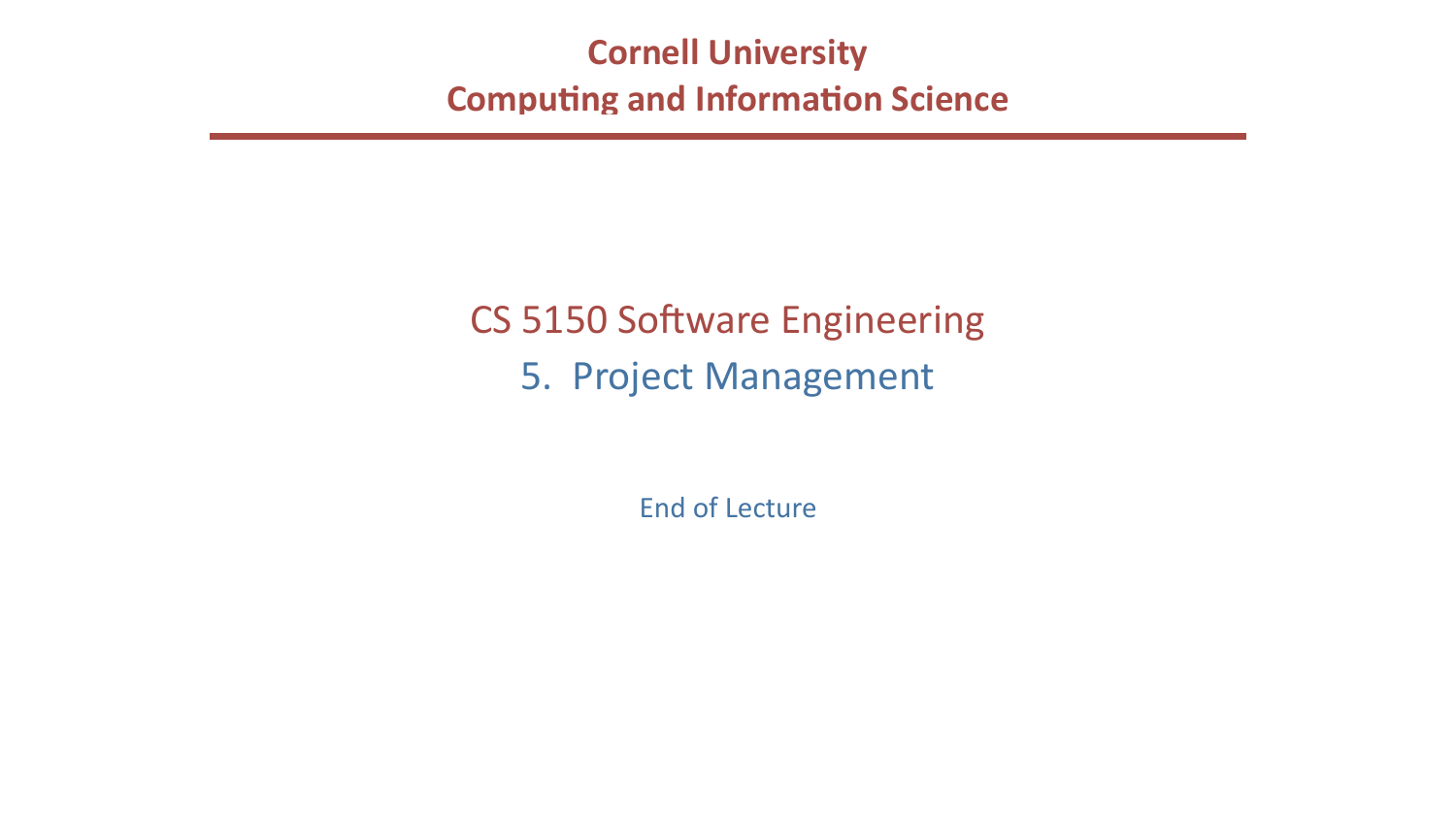**Cornell University**
**Computing and Information Science**

# CS 5150 Software Engineering

## 5. Project Management

End of Lecture